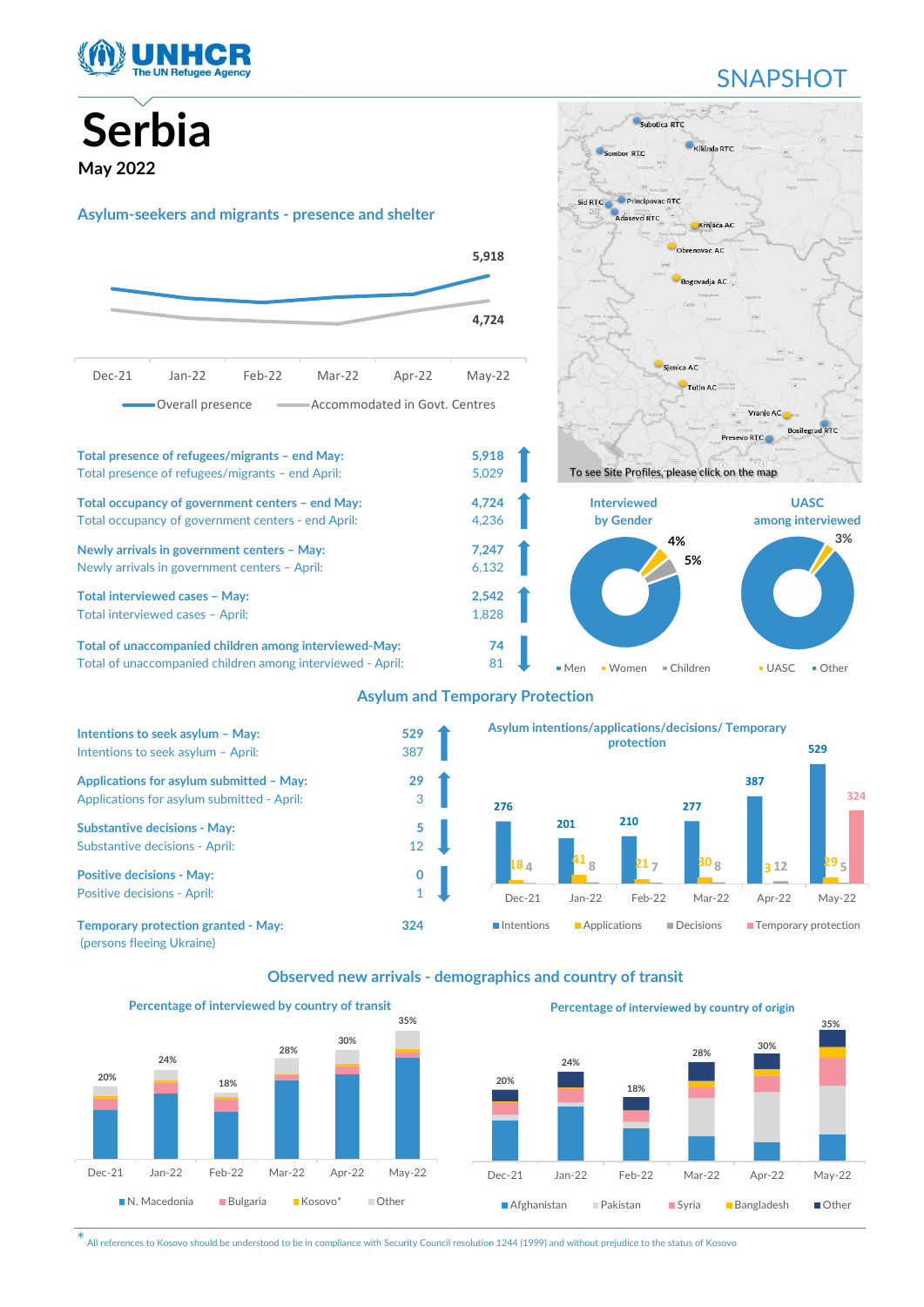# Serbia

**May 2022**

SNAPSHOT

## Asylum-seekers and migrants - presence and shelter

| | Dec-21 | Jan-22 | Feb-22 | Mar-22 | Apr-22 | May-22 |
|---|---|---|---|---|---|---|
| Overall presence | | | | | | 5,918 |
| Accommodated in Govt. Centres | | | | | | 4,724 |

| | |
|---|---|
| **Total presence of refugees/migrants – end May:** | 5,918 |
| Total presence of refugees/migrants – end April: | 5,029 |
| **Total occupancy of government centers – end May:** | 4,724 |
| Total occupancy of government centers - end April: | 4,236 |
| **Newly arrivals in government centers – May:** | 7,247 |
| Newly arrivals in government centers – April: | 6,132 |
| **Total interviewed cases – May:** | 2,542 |
| Total interviewed cases – April: | 1,828 |
| **Total of unaccompanied children among interviewed-May:** | 74 |
| Total of unaccompanied children among interviewed - April: | 81 |

Map: Subotica RTC, Kikinda RTC, Sombor RTC, Sid RTC, Principovac RTC, Adasevci RTC, Krnjaca AC, Obrenovac AC, Bogovadja AC, Sjenica AC, Tutin AC, Vranje AC, Bosilegrad RTC, Presevo RTC

To see Site Profiles, please click on the map

**Interviewed by Gender**

- Men
- Women: 4%
- Children: 5%

**UASC among interviewed**

- UASC: 3%
- Other

## Asylum and Temporary Protection

| | |
|---|---|
| **Intentions to seek asylum – May:** | 529 |
| Intentions to seek asylum – April: | 387 |
| **Applications for asylum submitted – May:** | 29 |
| Applications for asylum submitted - April: | 3 |
| **Substantive decisions - May:** | 5 |
| Substantive decisions - April: | 12 |
| **Positive decisions - May:** | 0 |
| Positive decisions - April: | 1 |
| **Temporary protection granted - May:** (persons fleeing Ukraine) | 324 |

**Asylum intentions/applications/decisions/ Temporary protection**

| | Intentions | Applications | Decisions | Temporary protection |
|---|---|---|---|---|
| Dec-21 | 276 | 18 | 4 | |
| Jan-22 | 201 | 41 | 8 | |
| Feb-22 | 210 | 21 | 7 | |
| Mar-22 | 277 | 30 | 8 | |
| Apr-22 | 387 | 3 | 12 | |
| May-22 | 529 | 29 | 5 | 324 |

## Observed new arrivals - demographics and country of transit

**Percentage of interviewed by country of transit**

| | Dec-21 | Jan-22 | Feb-22 | Mar-22 | Apr-22 | May-22 |
|---|---|---|---|---|---|---|
| Total | 20% | 24% | 18% | 28% | 30% | 35% |

Legend: N. Macedonia, Bulgaria, Kosovo*, Other

**Percentage of interviewed by country of origin**

| | Dec-21 | Jan-22 | Feb-22 | Mar-22 | Apr-22 | May-22 |
|---|---|---|---|---|---|---|
| Total | 20% | 24% | 18% | 28% | 30% | 35% |

Legend: Afghanistan, Pakistan, Syria, Bangladesh, Other

\* All references to Kosovo should be understood to be in compliance with Security Council resolution 1244 (1999) and without prejudice to the status of Kosovo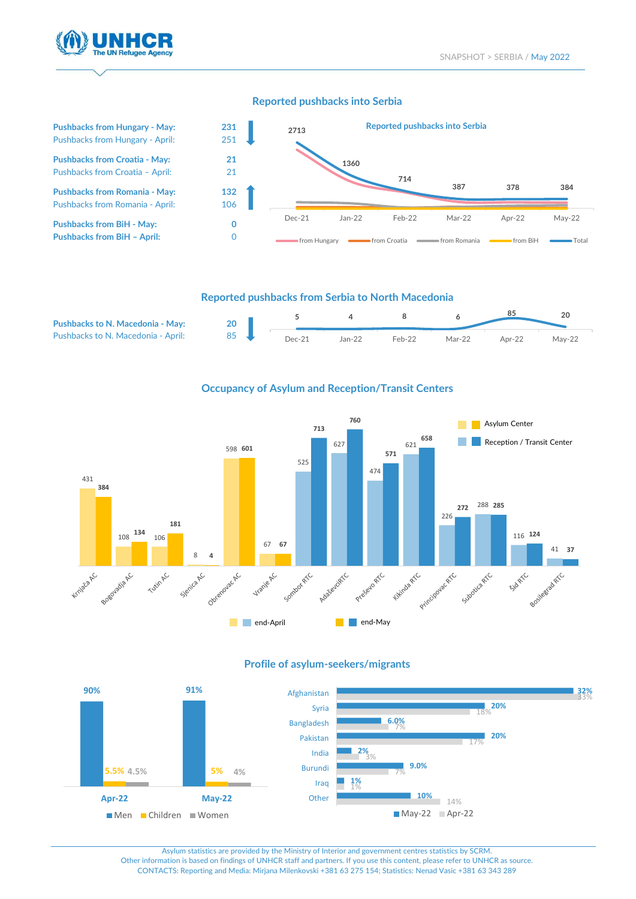## Reported pushbacks into Serbia

Pushbacks from Hungary - May: 231
Pushbacks from Hungary - April: 251

Pushbacks from Croatia - May: 21
Pushbacks from Croatia – April: 21

Pushbacks from Romania - May: 132
Pushbacks from Romania - April: 106

Pushbacks from BiH - May: 0
Pushbacks from BiH – April: 0

Reported pushbacks into Serbia

2713
1360
714
387
378
384

Dec-21 Jan-22 Feb-22 Mar-22 Apr-22 May-22

from Hungary from Croatia from Romania from BiH Total

## Reported pushbacks from Serbia to North Macedonia

Pushbacks to N. Macedonia - May: 20
Pushbacks to N. Macedonia - April: 85

5 4 8 6 85 20

Dec-21 Jan-22 Feb-22 Mar-22 Apr-22 May-22

## Occupancy of Asylum and Reception/Transit Centers

Asylum Center
Reception / Transit Center

431 384
108 134
106 181
8 4
598 601
67 67
525 713
627 760
474 571
621 658
226 272
288 285
116 124
41 37

Krnjača AC, Bogovađa AC, Tutin AC, Sjenica AC, Obrenovac AC, Vranje AC, Sombor RTC, AdaševciRTC, Preševo RTC, Kikinda RTC, Principovac RTC, Subotica RTC, Šid RTC, Bosilegrad RTC

end-April end-May

## Profile of asylum-seekers/migrants

90%
5.5% 4.5%
Apr-22

91%
5% 4%
May-22

Men Children Women

Afghanistan 32% 33%
Syria 20% 18%
Bangladesh 6.0% 7%
Pakistan 20% 17%
India 2% 3%
Burundi 9.0% 7%
Iraq 1% 1%
Other 10% 14%

May-22 Apr-22

Asylum statistics are provided by the Ministry of Interior and government centres statistics by SCRM.
Other information is based on findings of UNHCR staff and partners. If you use this content, please refer to UNHCR as source.
CONTACTS: Reporting and Media: Mirjana Milenkovski +381 63 275 154; Statistics: Nenad Vasic +381 63 343 289